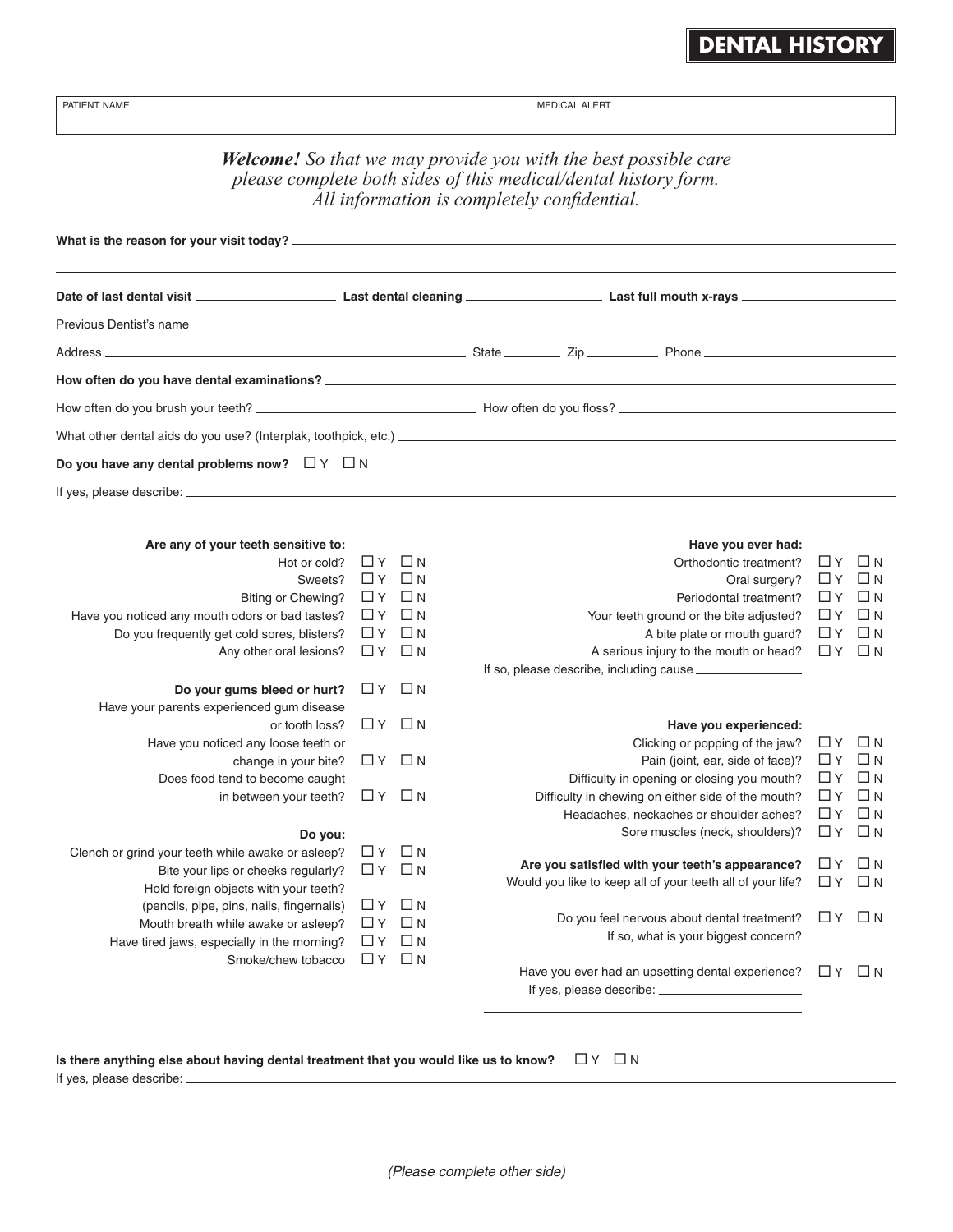# DENTAL HISTORY

PATIENT NAME

MEDICAL ALERT

***Welcome!*** *So that we may provide you with the best possible care please complete both sides of this medical/dental history form. All information is completely confidential.*

**What is the reason for your visit today?** ______________________________

**Date of last dental visit** __________ **Last dental cleaning** __________ **Last full mouth x-rays** __________

Previous Dentist's name ______________________________

Address ______________________________ State ________ Zip ________ Phone ______________

**How often do you have dental examinations?** ______________________________

How often do you brush your teeth? ______________ How often do you floss? ______________

What other dental aids do you use? (Interplak, toothpick, etc.) ______________________________

**Do you have any dental problems now?** ☐ Y ☐ N

If yes, please describe: ______________________________

**Are any of your teeth sensitive to:**

| | | |
|---|---|---|
| Hot or cold? | ☐ Y | ☐ N |
| Sweets? | ☐ Y | ☐ N |
| Biting or Chewing? | ☐ Y | ☐ N |
| Have you noticed any mouth odors or bad tastes? | ☐ Y | ☐ N |
| Do you frequently get cold sores, blisters? | ☐ Y | ☐ N |
| Any other oral lesions? | ☐ Y | ☐ N |
| **Do your gums bleed or hurt?** | ☐ Y | ☐ N |
| Have your parents experienced gum disease or tooth loss? | ☐ Y | ☐ N |
| Have you noticed any loose teeth or change in your bite? | ☐ Y | ☐ N |
| Does food tend to become caught in between your teeth? | ☐ Y | ☐ N |

**Do you:**

| | | |
|---|---|---|
| Clench or grind your teeth while awake or asleep? | ☐ Y | ☐ N |
| Bite your lips or cheeks regularly? | ☐ Y | ☐ N |
| Hold foreign objects with your teeth? (pencils, pipe, pins, nails, fingernails) | ☐ Y | ☐ N |
| Mouth breath while awake or asleep? | ☐ Y | ☐ N |
| Have tired jaws, especially in the morning? | ☐ Y | ☐ N |
| Smoke/chew tobacco | ☐ Y | ☐ N |

**Have you ever had:**

| | | |
|---|---|---|
| Orthodontic treatment? | ☐ Y | ☐ N |
| Oral surgery? | ☐ Y | ☐ N |
| Periodontal treatment? | ☐ Y | ☐ N |
| Your teeth ground or the bite adjusted? | ☐ Y | ☐ N |
| A bite plate or mouth guard? | ☐ Y | ☐ N |
| A serious injury to the mouth or head? | ☐ Y | ☐ N |

If so, please describe, including cause ______________________________

**Have you experienced:**

| | | |
|---|---|---|
| Clicking or popping of the jaw? | ☐ Y | ☐ N |
| Pain (joint, ear, side of face)? | ☐ Y | ☐ N |
| Difficulty in opening or closing you mouth? | ☐ Y | ☐ N |
| Difficulty in chewing on either side of the mouth? | ☐ Y | ☐ N |
| Headaches, neckaches or shoulder aches? | ☐ Y | ☐ N |
| Sore muscles (neck, shoulders)? | ☐ Y | ☐ N |
| **Are you satisfied with your teeth's appearance?** | ☐ Y | ☐ N |
| Would you like to keep all of your teeth all of your life? | ☐ Y | ☐ N |
| Do you feel nervous about dental treatment? | ☐ Y | ☐ N |

If so, what is your biggest concern? ______________________________

Have you ever had an upsetting dental experience? ☐ Y ☐ N

If yes, please describe: ______________________________

**Is there anything else about having dental treatment that you would like us to know?** ☐ Y ☐ N

If yes, please describe: ______________________________

*(Please complete other side)*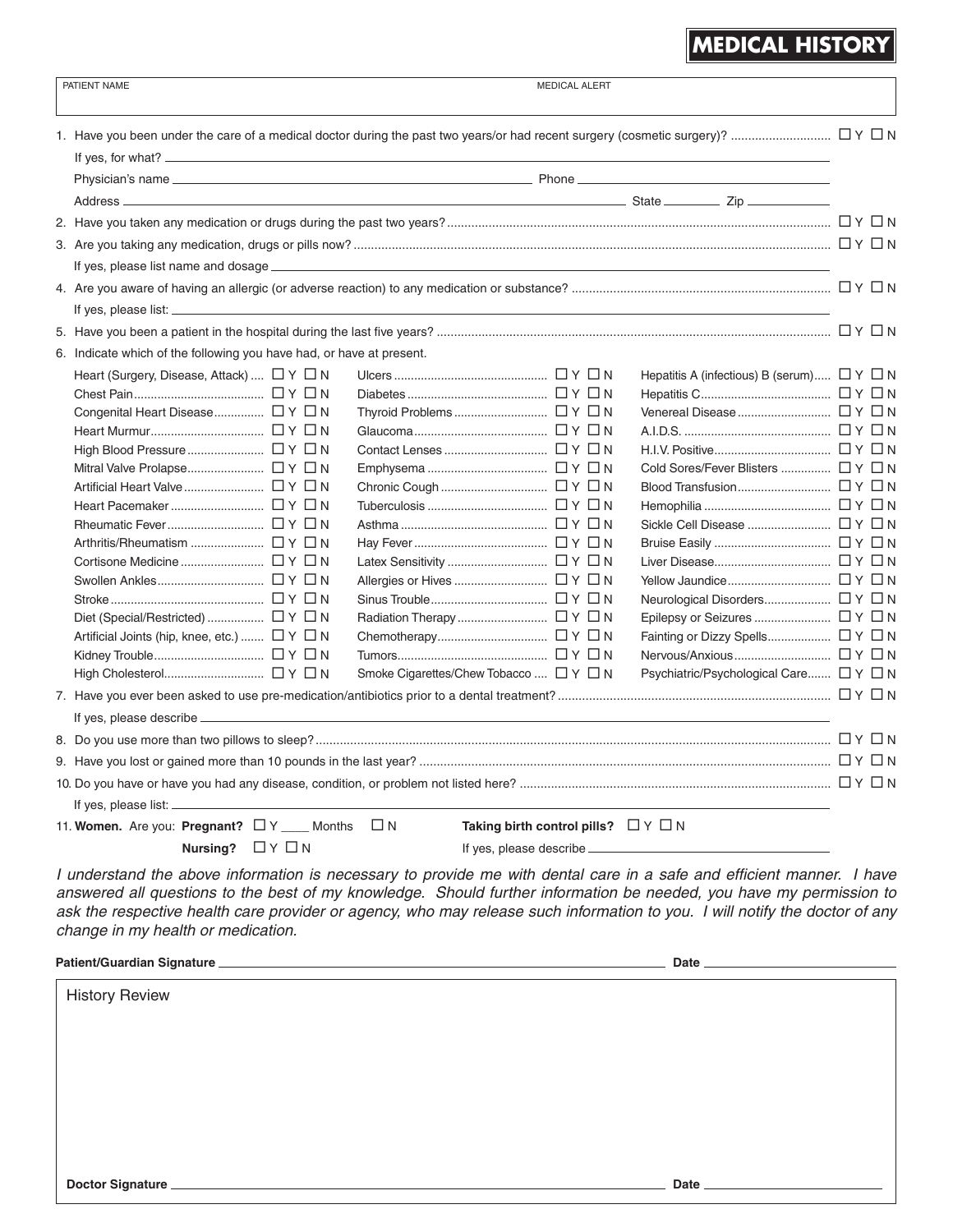# MEDICAL HISTORY

PATIENT NAME

MEDICAL ALERT

1. Have you been under the care of a medical doctor during the past two years/or had recent surgery (cosmetic surgery)? ☐ Y ☐ N

   If yes, for what? ______

   Physician's name ______ Phone ______

   Address ______ State ______ Zip ______

2. Have you taken any medication or drugs during the past two years? ☐ Y ☐ N
3. Are you taking any medication, drugs or pills now? ☐ Y ☐ N

   If yes, please list name and dosage ______

4. Are you aware of having an allergic (or adverse reaction) to any medication or substance? ☐ Y ☐ N

   If yes, please list: ______

5. Have you been a patient in the hospital during the last five years? ☐ Y ☐ N
6. Indicate which of the following you have had, or have at present.

| | | | | | |
|---|---|---|---|---|---|
| Heart (Surgery, Disease, Attack) | ☐ Y ☐ N | Ulcers | ☐ Y ☐ N | Hepatitis A (infectious) B (serum) | ☐ Y ☐ N |
| Chest Pain | ☐ Y ☐ N | Diabetes | ☐ Y ☐ N | Hepatitis C | ☐ Y ☐ N |
| Congenital Heart Disease | ☐ Y ☐ N | Thyroid Problems | ☐ Y ☐ N | Venereal Disease | ☐ Y ☐ N |
| Heart Murmur | ☐ Y ☐ N | Glaucoma | ☐ Y ☐ N | A.I.D.S. | ☐ Y ☐ N |
| High Blood Pressure | ☐ Y ☐ N | Contact Lenses | ☐ Y ☐ N | H.I.V. Positive | ☐ Y ☐ N |
| Mitral Valve Prolapse | ☐ Y ☐ N | Emphysema | ☐ Y ☐ N | Cold Sores/Fever Blisters | ☐ Y ☐ N |
| Artificial Heart Valve | ☐ Y ☐ N | Chronic Cough | ☐ Y ☐ N | Blood Transfusion | ☐ Y ☐ N |
| Heart Pacemaker | ☐ Y ☐ N | Tuberculosis | ☐ Y ☐ N | Hemophilia | ☐ Y ☐ N |
| Rheumatic Fever | ☐ Y ☐ N | Asthma | ☐ Y ☐ N | Sickle Cell Disease | ☐ Y ☐ N |
| Arthritis/Rheumatism | ☐ Y ☐ N | Hay Fever | ☐ Y ☐ N | Bruise Easily | ☐ Y ☐ N |
| Cortisone Medicine | ☐ Y ☐ N | Latex Sensitivity | ☐ Y ☐ N | Liver Disease | ☐ Y ☐ N |
| Swollen Ankles | ☐ Y ☐ N | Allergies or Hives | ☐ Y ☐ N | Yellow Jaundice | ☐ Y ☐ N |
| Stroke | ☐ Y ☐ N | Sinus Trouble | ☐ Y ☐ N | Neurological Disorders | ☐ Y ☐ N |
| Diet (Special/Restricted) | ☐ Y ☐ N | Radiation Therapy | ☐ Y ☐ N | Epilepsy or Seizures | ☐ Y ☐ N |
| Artificial Joints (hip, knee, etc.) | ☐ Y ☐ N | Chemotherapy | ☐ Y ☐ N | Fainting or Dizzy Spells | ☐ Y ☐ N |
| Kidney Trouble | ☐ Y ☐ N | Tumors | ☐ Y ☐ N | Nervous/Anxious | ☐ Y ☐ N |
| High Cholesterol | ☐ Y ☐ N | Smoke Cigarettes/Chew Tobacco | ☐ Y ☐ N | Psychiatric/Psychological Care | ☐ Y ☐ N |

7. Have you ever been asked to use pre-medication/antibiotics prior to a dental treatment? ☐ Y ☐ N

   If yes, please describe ______

8. Do you use more than two pillows to sleep? ☐ Y ☐ N
9. Have you lost or gained more than 10 pounds in the last year? ☐ Y ☐ N
10. Do you have or have you had any disease, condition, or problem not listed here? ☐ Y ☐ N

    If yes, please list: ______

11. **Women.** Are you: **Pregnant?** ☐ Y ____ Months ☐ N **Taking birth control pills?** ☐ Y ☐ N

    **Nursing?** ☐ Y ☐ N If yes, please describe ______

*I understand the above information is necessary to provide me with dental care in a safe and efficient manner. I have answered all questions to the best of my knowledge. Should further information be needed, you have my permission to ask the respective health care provider or agency, who may release such information to you. I will notify the doctor of any change in my health or medication.*

**Patient/Guardian Signature** ______ **Date** ______

History Review

**Doctor Signature** ______ **Date** ______